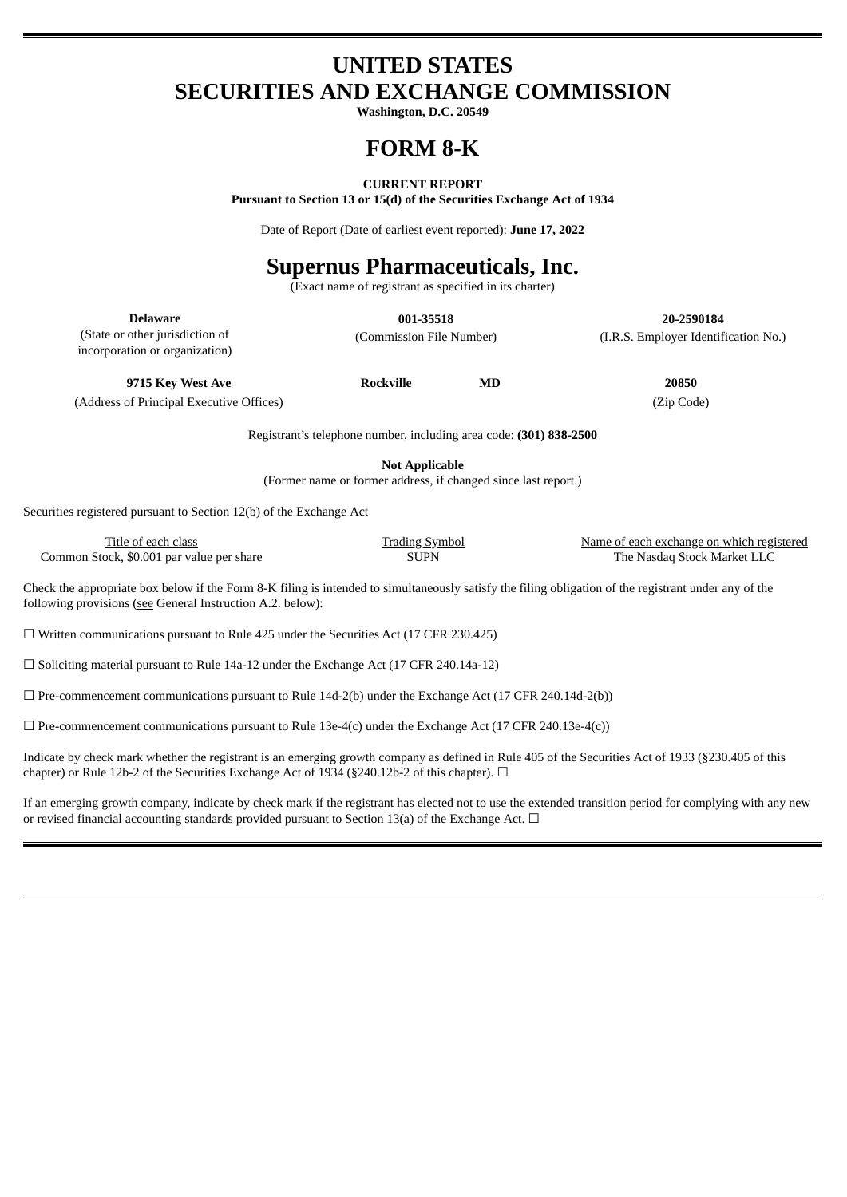# UNITED STATES
# SECURITIES AND EXCHANGE COMMISSION

**Washington, D.C. 20549**

# FORM 8-K

**CURRENT REPORT**
**Pursuant to Section 13 or 15(d) of the Securities Exchange Act of 1934**

Date of Report (Date of earliest event reported): **June 17, 2022**

# Supernus Pharmaceuticals, Inc.

(Exact name of registrant as specified in its charter)

| **Delaware** | **001-35518** | **20-2590184** |
|---|---|---|
| (State or other jurisdiction of incorporation or organization) | (Commission File Number) | (I.R.S. Employer Identification No.) |

| **9715 Key West Ave** | **Rockville** | **MD** | **20850** |
|---|---|---|---|
| (Address of Principal Executive Offices) | | | (Zip Code) |

Registrant's telephone number, including area code: **(301) 838-2500**

**Not Applicable**
(Former name or former address, if changed since last report.)

Securities registered pursuant to Section 12(b) of the Exchange Act

| Title of each class | Trading Symbol | Name of each exchange on which registered |
|---|---|---|
| Common Stock, $0.001 par value per share | SUPN | The Nasdaq Stock Market LLC |

Check the appropriate box below if the Form 8-K filing is intended to simultaneously satisfy the filing obligation of the registrant under any of the following provisions (see General Instruction A.2. below):

☐ Written communications pursuant to Rule 425 under the Securities Act (17 CFR 230.425)

☐ Soliciting material pursuant to Rule 14a-12 under the Exchange Act (17 CFR 240.14a-12)

☐ Pre-commencement communications pursuant to Rule 14d-2(b) under the Exchange Act (17 CFR 240.14d-2(b))

☐ Pre-commencement communications pursuant to Rule 13e-4(c) under the Exchange Act (17 CFR 240.13e-4(c))

Indicate by check mark whether the registrant is an emerging growth company as defined in Rule 405 of the Securities Act of 1933 (§230.405 of this chapter) or Rule 12b-2 of the Securities Exchange Act of 1934 (§240.12b-2 of this chapter). ☐

If an emerging growth company, indicate by check mark if the registrant has elected not to use the extended transition period for complying with any new or revised financial accounting standards provided pursuant to Section 13(a) of the Exchange Act. ☐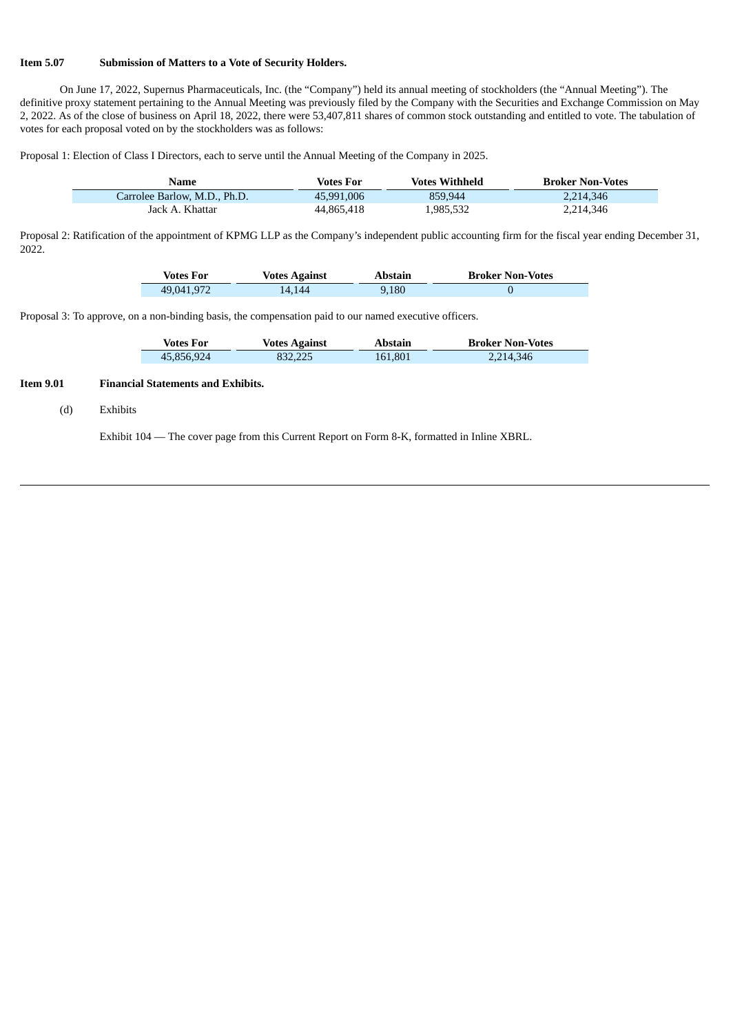**Item 5.07 Submission of Matters to a Vote of Security Holders.**

On June 17, 2022, Supernus Pharmaceuticals, Inc. (the "Company") held its annual meeting of stockholders (the "Annual Meeting"). The definitive proxy statement pertaining to the Annual Meeting was previously filed by the Company with the Securities and Exchange Commission on May 2, 2022. As of the close of business on April 18, 2022, there were 53,407,811 shares of common stock outstanding and entitled to vote. The tabulation of votes for each proposal voted on by the stockholders was as follows:

Proposal 1: Election of Class I Directors, each to serve until the Annual Meeting of the Company in 2025.

| Name | Votes For | Votes Withheld | Broker Non-Votes |
|---|---|---|---|
| Carrolee Barlow, M.D., Ph.D. | 45,991,006 | 859,944 | 2,214,346 |
| Jack A. Khattar | 44,865,418 | 1,985,532 | 2,214,346 |

Proposal 2: Ratification of the appointment of KPMG LLP as the Company's independent public accounting firm for the fiscal year ending December 31, 2022.

| Votes For | Votes Against | Abstain | Broker Non-Votes |
|---|---|---|---|
| 49,041,972 | 14,144 | 9,180 | 0 |

Proposal 3: To approve, on a non-binding basis, the compensation paid to our named executive officers.

| Votes For | Votes Against | Abstain | Broker Non-Votes |
|---|---|---|---|
| 45,856,924 | 832,225 | 161,801 | 2,214,346 |

**Item 9.01 Financial Statements and Exhibits.**

(d) Exhibits

Exhibit 104 — The cover page from this Current Report on Form 8-K, formatted in Inline XBRL.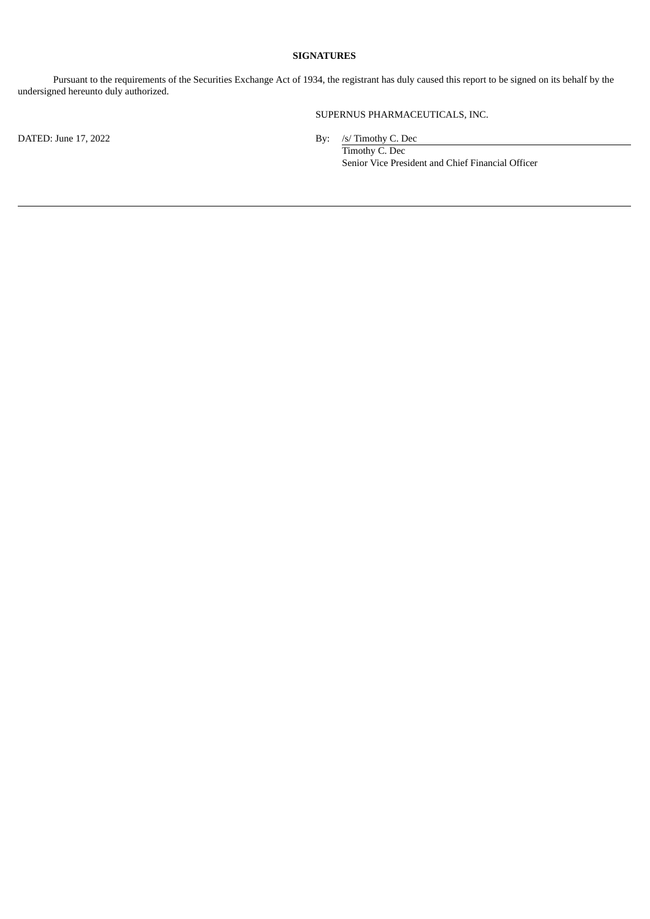**SIGNATURES**

Pursuant to the requirements of the Securities Exchange Act of 1934, the registrant has duly caused this report to be signed on its behalf by the undersigned hereunto duly authorized.

SUPERNUS PHARMACEUTICALS, INC.

DATED: June 17, 2022

By: /s/ Timothy C. Dec
Timothy C. Dec
Senior Vice President and Chief Financial Officer